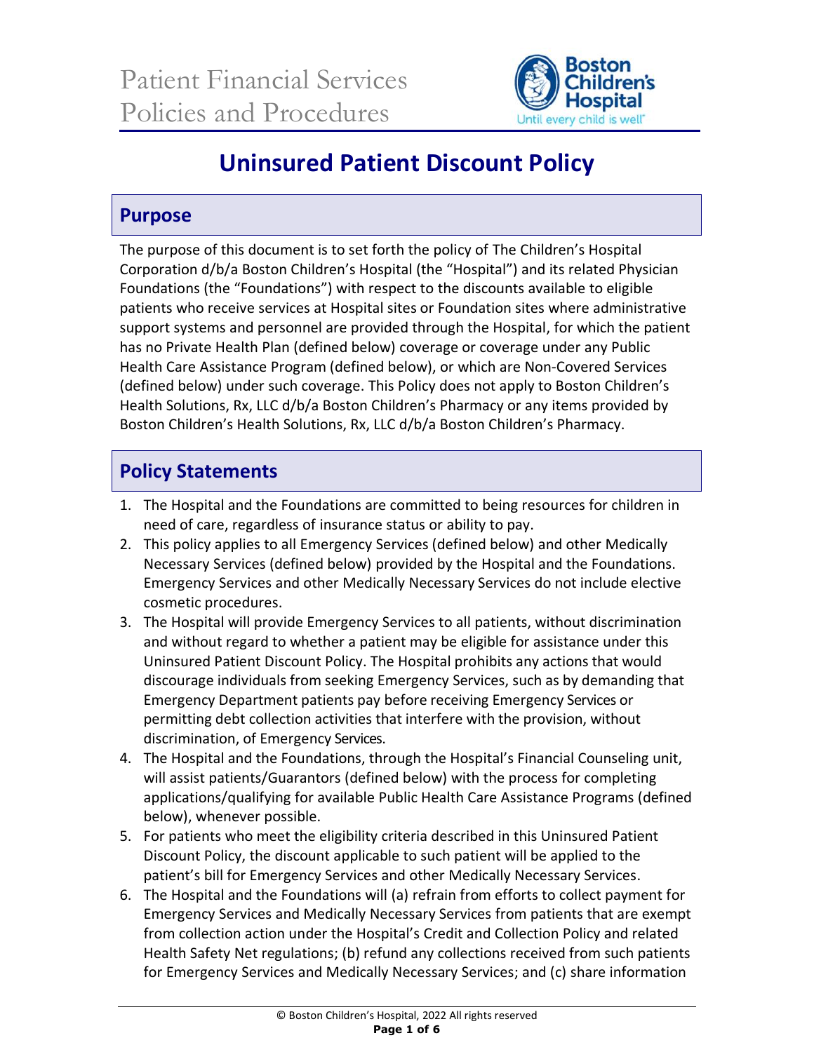Patient Financial Services
Policies and Procedures

# Uninsured Patient Discount Policy

## Purpose

The purpose of this document is to set forth the policy of The Children's Hospital Corporation d/b/a Boston Children's Hospital (the "Hospital") and its related Physician Foundations (the "Foundations") with respect to the discounts available to eligible patients who receive services at Hospital sites or Foundation sites where administrative support systems and personnel are provided through the Hospital, for which the patient has no Private Health Plan (defined below) coverage or coverage under any Public Health Care Assistance Program (defined below), or which are Non-Covered Services (defined below) under such coverage. This Policy does not apply to Boston Children's Health Solutions, Rx, LLC d/b/a Boston Children's Pharmacy or any items provided by Boston Children's Health Solutions, Rx, LLC d/b/a Boston Children's Pharmacy.

## Policy Statements

1. The Hospital and the Foundations are committed to being resources for children in need of care, regardless of insurance status or ability to pay.
2. This policy applies to all Emergency Services (defined below) and other Medically Necessary Services (defined below) provided by the Hospital and the Foundations. Emergency Services and other Medically Necessary Services do not include elective cosmetic procedures.
3. The Hospital will provide Emergency Services to all patients, without discrimination and without regard to whether a patient may be eligible for assistance under this Uninsured Patient Discount Policy. The Hospital prohibits any actions that would discourage individuals from seeking Emergency Services, such as by demanding that Emergency Department patients pay before receiving Emergency Services or permitting debt collection activities that interfere with the provision, without discrimination, of Emergency Services.
4. The Hospital and the Foundations, through the Hospital's Financial Counseling unit, will assist patients/Guarantors (defined below) with the process for completing applications/qualifying for available Public Health Care Assistance Programs (defined below), whenever possible.
5. For patients who meet the eligibility criteria described in this Uninsured Patient Discount Policy, the discount applicable to such patient will be applied to the patient's bill for Emergency Services and other Medically Necessary Services.
6. The Hospital and the Foundations will (a) refrain from efforts to collect payment for Emergency Services and Medically Necessary Services from patients that are exempt from collection action under the Hospital's Credit and Collection Policy and related Health Safety Net regulations; (b) refund any collections received from such patients for Emergency Services and Medically Necessary Services; and (c) share information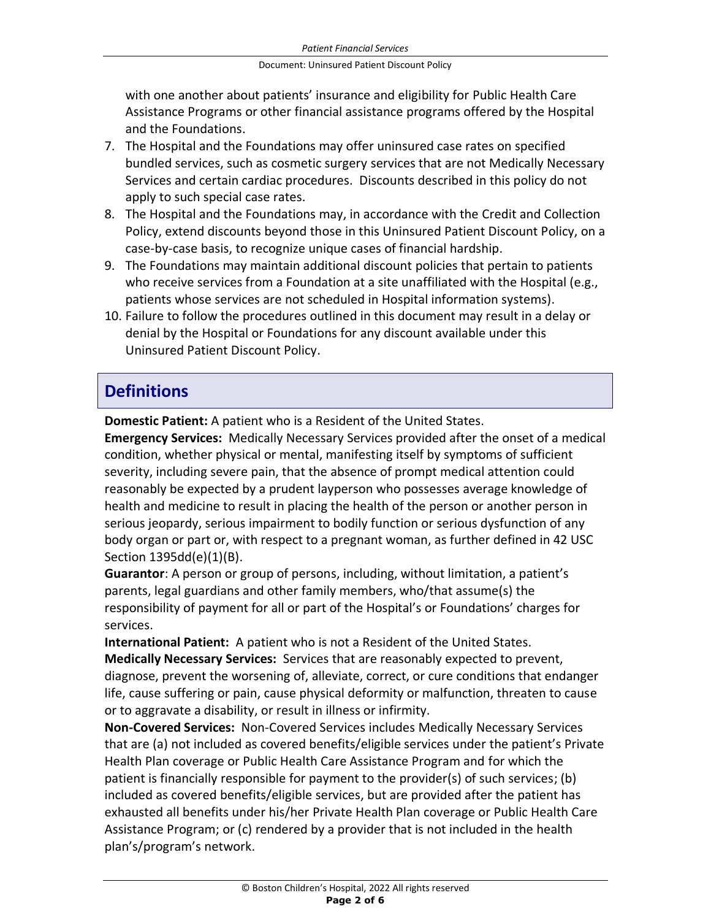with one another about patients' insurance and eligibility for Public Health Care Assistance Programs or other financial assistance programs offered by the Hospital and the Foundations.

7. The Hospital and the Foundations may offer uninsured case rates on specified bundled services, such as cosmetic surgery services that are not Medically Necessary Services and certain cardiac procedures. Discounts described in this policy do not apply to such special case rates.
8. The Hospital and the Foundations may, in accordance with the Credit and Collection Policy, extend discounts beyond those in this Uninsured Patient Discount Policy, on a case-by-case basis, to recognize unique cases of financial hardship.
9. The Foundations may maintain additional discount policies that pertain to patients who receive services from a Foundation at a site unaffiliated with the Hospital (e.g., patients whose services are not scheduled in Hospital information systems).
10. Failure to follow the procedures outlined in this document may result in a delay or denial by the Hospital or Foundations for any discount available under this Uninsured Patient Discount Policy.

## Definitions

**Domestic Patient:** A patient who is a Resident of the United States.

**Emergency Services:** Medically Necessary Services provided after the onset of a medical condition, whether physical or mental, manifesting itself by symptoms of sufficient severity, including severe pain, that the absence of prompt medical attention could reasonably be expected by a prudent layperson who possesses average knowledge of health and medicine to result in placing the health of the person or another person in serious jeopardy, serious impairment to bodily function or serious dysfunction of any body organ or part or, with respect to a pregnant woman, as further defined in 42 USC Section 1395dd(e)(1)(B).

**Guarantor**: A person or group of persons, including, without limitation, a patient's parents, legal guardians and other family members, who/that assume(s) the responsibility of payment for all or part of the Hospital's or Foundations' charges for services.

**International Patient:** A patient who is not a Resident of the United States.

**Medically Necessary Services:** Services that are reasonably expected to prevent, diagnose, prevent the worsening of, alleviate, correct, or cure conditions that endanger life, cause suffering or pain, cause physical deformity or malfunction, threaten to cause or to aggravate a disability, or result in illness or infirmity.

**Non-Covered Services:** Non-Covered Services includes Medically Necessary Services that are (a) not included as covered benefits/eligible services under the patient's Private Health Plan coverage or Public Health Care Assistance Program and for which the patient is financially responsible for payment to the provider(s) of such services; (b) included as covered benefits/eligible services, but are provided after the patient has exhausted all benefits under his/her Private Health Plan coverage or Public Health Care Assistance Program; or (c) rendered by a provider that is not included in the health plan's/program's network.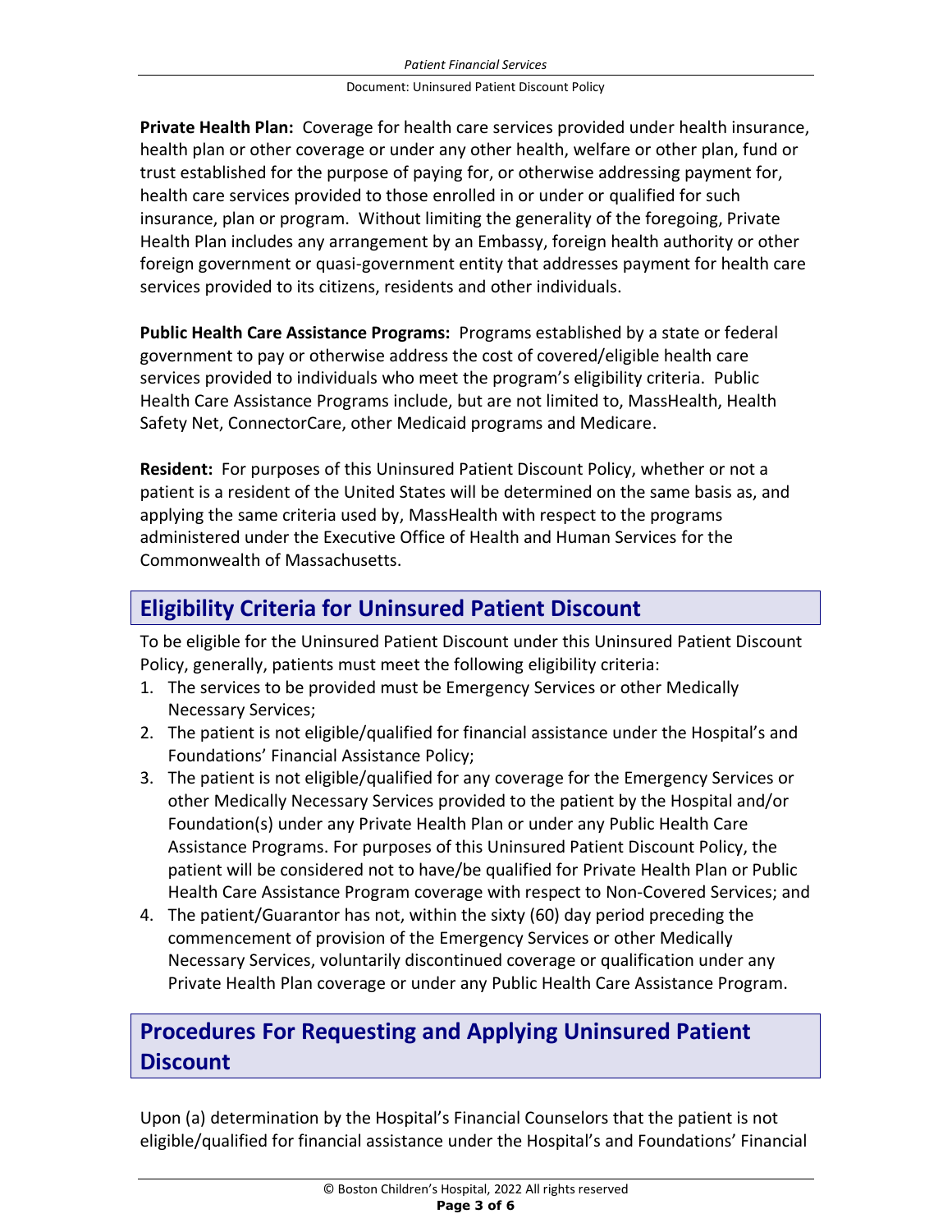**Private Health Plan:** Coverage for health care services provided under health insurance, health plan or other coverage or under any other health, welfare or other plan, fund or trust established for the purpose of paying for, or otherwise addressing payment for, health care services provided to those enrolled in or under or qualified for such insurance, plan or program. Without limiting the generality of the foregoing, Private Health Plan includes any arrangement by an Embassy, foreign health authority or other foreign government or quasi-government entity that addresses payment for health care services provided to its citizens, residents and other individuals.

**Public Health Care Assistance Programs:** Programs established by a state or federal government to pay or otherwise address the cost of covered/eligible health care services provided to individuals who meet the program's eligibility criteria. Public Health Care Assistance Programs include, but are not limited to, MassHealth, Health Safety Net, ConnectorCare, other Medicaid programs and Medicare.

**Resident:** For purposes of this Uninsured Patient Discount Policy, whether or not a patient is a resident of the United States will be determined on the same basis as, and applying the same criteria used by, MassHealth with respect to the programs administered under the Executive Office of Health and Human Services for the Commonwealth of Massachusetts.

## Eligibility Criteria for Uninsured Patient Discount

To be eligible for the Uninsured Patient Discount under this Uninsured Patient Discount Policy, generally, patients must meet the following eligibility criteria:

1. The services to be provided must be Emergency Services or other Medically Necessary Services;
2. The patient is not eligible/qualified for financial assistance under the Hospital's and Foundations' Financial Assistance Policy;
3. The patient is not eligible/qualified for any coverage for the Emergency Services or other Medically Necessary Services provided to the patient by the Hospital and/or Foundation(s) under any Private Health Plan or under any Public Health Care Assistance Programs. For purposes of this Uninsured Patient Discount Policy, the patient will be considered not to have/be qualified for Private Health Plan or Public Health Care Assistance Program coverage with respect to Non-Covered Services; and
4. The patient/Guarantor has not, within the sixty (60) day period preceding the commencement of provision of the Emergency Services or other Medically Necessary Services, voluntarily discontinued coverage or qualification under any Private Health Plan coverage or under any Public Health Care Assistance Program.

## Procedures For Requesting and Applying Uninsured Patient Discount

Upon (a) determination by the Hospital's Financial Counselors that the patient is not eligible/qualified for financial assistance under the Hospital's and Foundations' Financial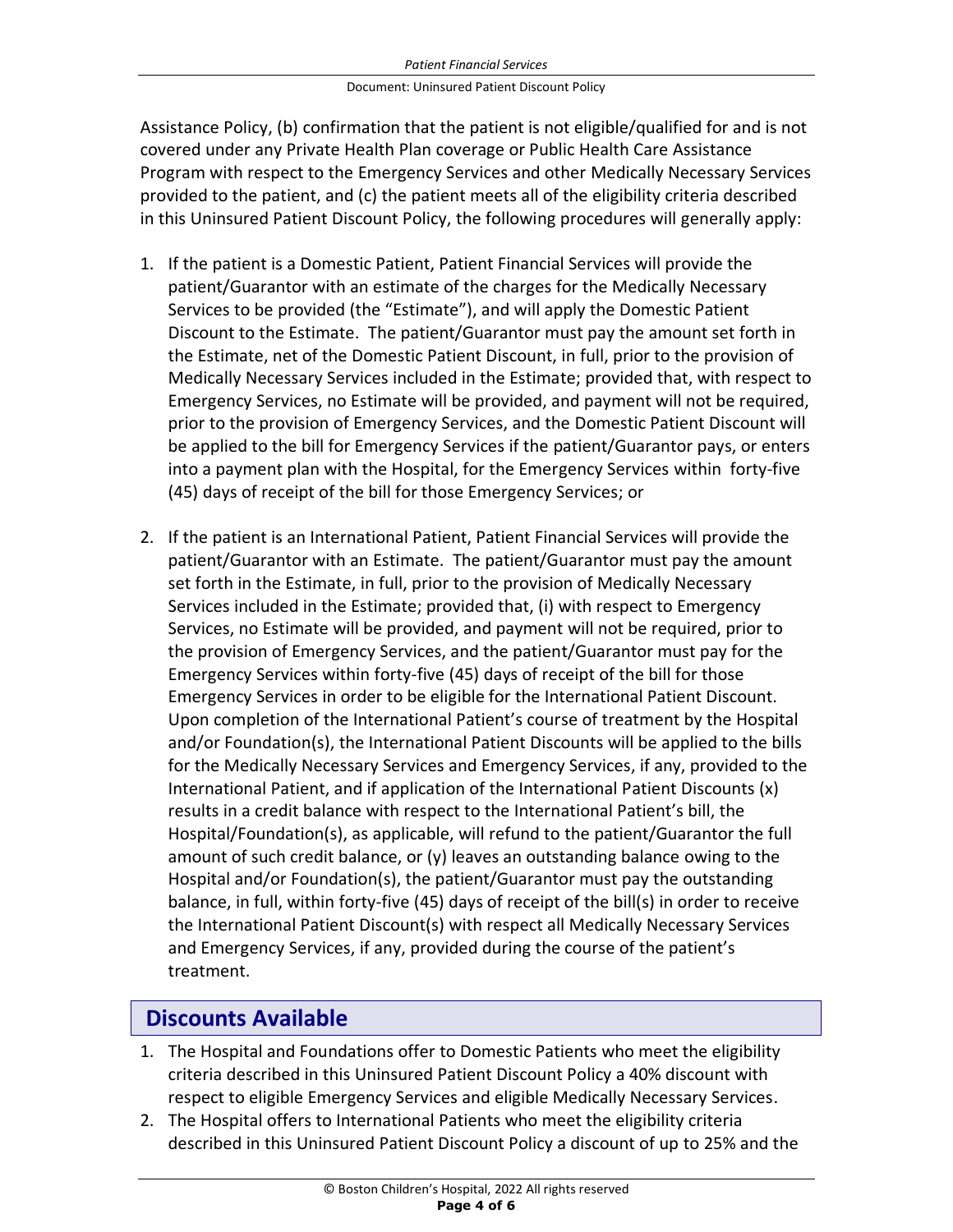Assistance Policy, (b) confirmation that the patient is not eligible/qualified for and is not covered under any Private Health Plan coverage or Public Health Care Assistance Program with respect to the Emergency Services and other Medically Necessary Services provided to the patient, and (c) the patient meets all of the eligibility criteria described in this Uninsured Patient Discount Policy, the following procedures will generally apply:

1. If the patient is a Domestic Patient, Patient Financial Services will provide the patient/Guarantor with an estimate of the charges for the Medically Necessary Services to be provided (the "Estimate"), and will apply the Domestic Patient Discount to the Estimate. The patient/Guarantor must pay the amount set forth in the Estimate, net of the Domestic Patient Discount, in full, prior to the provision of Medically Necessary Services included in the Estimate; provided that, with respect to Emergency Services, no Estimate will be provided, and payment will not be required, prior to the provision of Emergency Services, and the Domestic Patient Discount will be applied to the bill for Emergency Services if the patient/Guarantor pays, or enters into a payment plan with the Hospital, for the Emergency Services within forty-five (45) days of receipt of the bill for those Emergency Services; or

2. If the patient is an International Patient, Patient Financial Services will provide the patient/Guarantor with an Estimate. The patient/Guarantor must pay the amount set forth in the Estimate, in full, prior to the provision of Medically Necessary Services included in the Estimate; provided that, (i) with respect to Emergency Services, no Estimate will be provided, and payment will not be required, prior to the provision of Emergency Services, and the patient/Guarantor must pay for the Emergency Services within forty-five (45) days of receipt of the bill for those Emergency Services in order to be eligible for the International Patient Discount. Upon completion of the International Patient's course of treatment by the Hospital and/or Foundation(s), the International Patient Discounts will be applied to the bills for the Medically Necessary Services and Emergency Services, if any, provided to the International Patient, and if application of the International Patient Discounts (x) results in a credit balance with respect to the International Patient's bill, the Hospital/Foundation(s), as applicable, will refund to the patient/Guarantor the full amount of such credit balance, or (y) leaves an outstanding balance owing to the Hospital and/or Foundation(s), the patient/Guarantor must pay the outstanding balance, in full, within forty-five (45) days of receipt of the bill(s) in order to receive the International Patient Discount(s) with respect all Medically Necessary Services and Emergency Services, if any, provided during the course of the patient's treatment.

## Discounts Available

1. The Hospital and Foundations offer to Domestic Patients who meet the eligibility criteria described in this Uninsured Patient Discount Policy a 40% discount with respect to eligible Emergency Services and eligible Medically Necessary Services.
2. The Hospital offers to International Patients who meet the eligibility criteria described in this Uninsured Patient Discount Policy a discount of up to 25% and the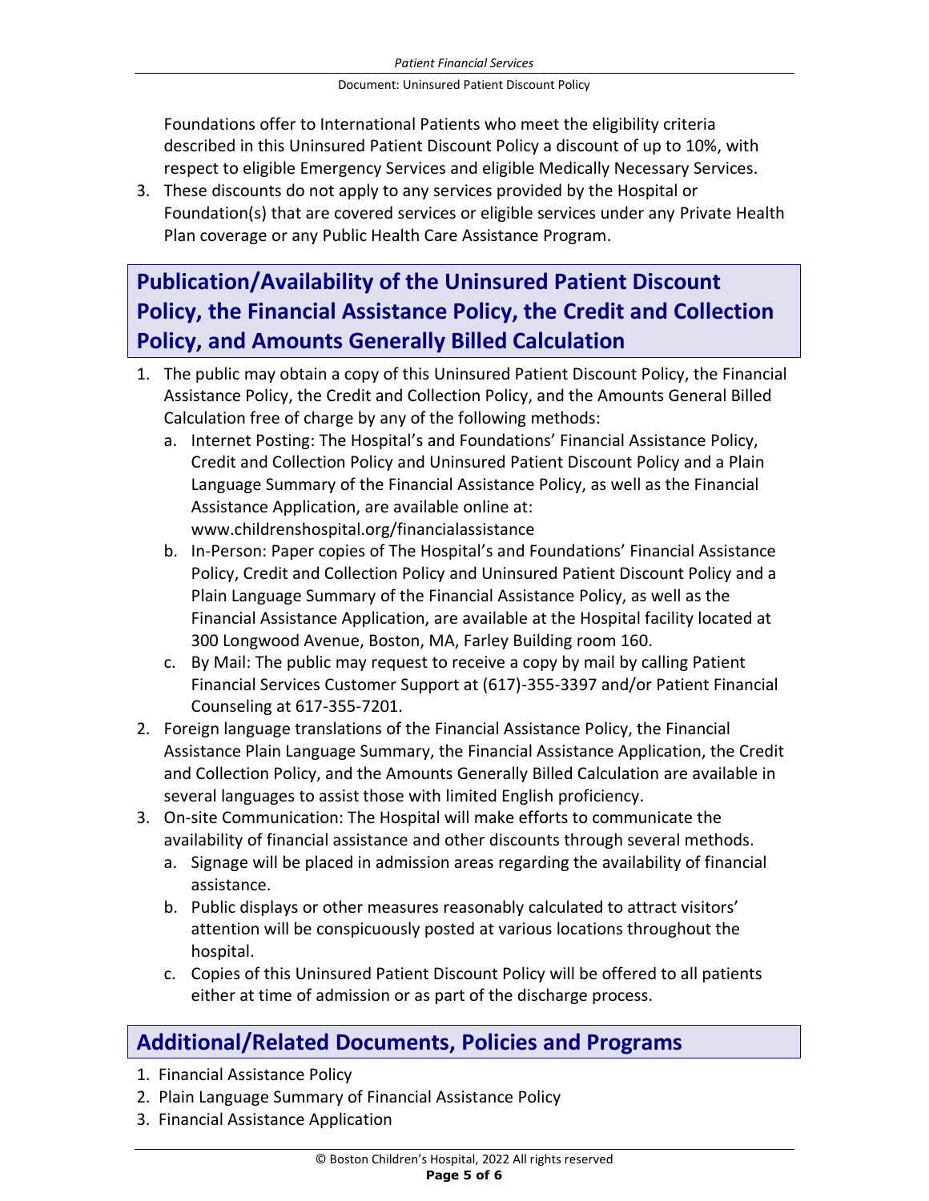Foundations offer to International Patients who meet the eligibility criteria described in this Uninsured Patient Discount Policy a discount of up to 10%, with respect to eligible Emergency Services and eligible Medically Necessary Services.

3. These discounts do not apply to any services provided by the Hospital or Foundation(s) that are covered services or eligible services under any Private Health Plan coverage or any Public Health Care Assistance Program.

## Publication/Availability of the Uninsured Patient Discount Policy, the Financial Assistance Policy, the Credit and Collection Policy, and Amounts Generally Billed Calculation

1. The public may obtain a copy of this Uninsured Patient Discount Policy, the Financial Assistance Policy, the Credit and Collection Policy, and the Amounts General Billed Calculation free of charge by any of the following methods:
   a. Internet Posting: The Hospital's and Foundations' Financial Assistance Policy, Credit and Collection Policy and Uninsured Patient Discount Policy and a Plain Language Summary of the Financial Assistance Policy, as well as the Financial Assistance Application, are available online at: www.childrenshospital.org/financialassistance
   b. In-Person: Paper copies of The Hospital's and Foundations' Financial Assistance Policy, Credit and Collection Policy and Uninsured Patient Discount Policy and a Plain Language Summary of the Financial Assistance Policy, as well as the Financial Assistance Application, are available at the Hospital facility located at 300 Longwood Avenue, Boston, MA, Farley Building room 160.
   c. By Mail: The public may request to receive a copy by mail by calling Patient Financial Services Customer Support at (617)-355-3397 and/or Patient Financial Counseling at 617-355-7201.
2. Foreign language translations of the Financial Assistance Policy, the Financial Assistance Plain Language Summary, the Financial Assistance Application, the Credit and Collection Policy, and the Amounts Generally Billed Calculation are available in several languages to assist those with limited English proficiency.
3. On-site Communication: The Hospital will make efforts to communicate the availability of financial assistance and other discounts through several methods.
   a. Signage will be placed in admission areas regarding the availability of financial assistance.
   b. Public displays or other measures reasonably calculated to attract visitors' attention will be conspicuously posted at various locations throughout the hospital.
   c. Copies of this Uninsured Patient Discount Policy will be offered to all patients either at time of admission or as part of the discharge process.

## Additional/Related Documents, Policies and Programs

1. Financial Assistance Policy
2. Plain Language Summary of Financial Assistance Policy
3. Financial Assistance Application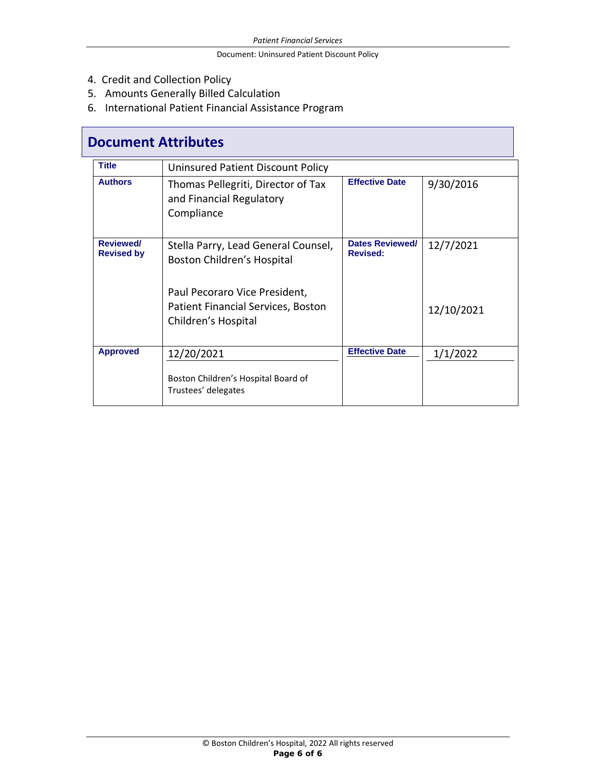4. Credit and Collection Policy
5. Amounts Generally Billed Calculation
6. International Patient Financial Assistance Program

## Document Attributes

| | | | |
|---|---|---|---|
| **Title** | Uninsured Patient Discount Policy | | |
| **Authors** | Thomas Pellegriti, Director of Tax and Financial Regulatory Compliance | **Effective Date** | 9/30/2016 |
| **Reviewed/ Revised by** | Stella Parry, Lead General Counsel, Boston Children's Hospital<br><br>Paul Pecoraro Vice President, Patient Financial Services, Boston Children's Hospital | **Dates Reviewed/ Revised:** | 12/7/2021<br><br>12/10/2021 |
| **Approved** | 12/20/2021<br><br>Boston Children's Hospital Board of Trustees' delegates | **Effective Date** | 1/1/2022 |